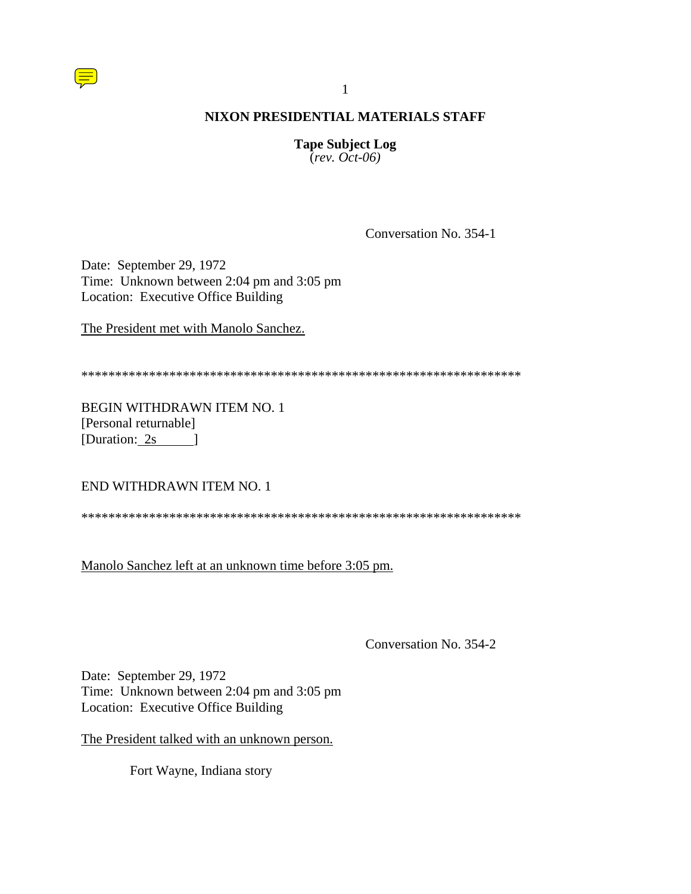# NIXON PRESIDENTIAL MATERIALS STAFF

**Tape Subject Log**
(*rev. Oct-06)*

Conversation No. 354-1

Date: September 29, 1972
Time: Unknown between 2:04 pm and 3:05 pm
Location: Executive Office Building

<u>The President met with Manolo Sanchez.</u>

******************************************************************

BEGIN WITHDRAWN ITEM NO. 1
[Personal returnable]
[Duration: 2s ]

END WITHDRAWN ITEM NO. 1

******************************************************************

<u>Manolo Sanchez left at an unknown time before 3:05 pm.</u>

Conversation No. 354-2

Date: September 29, 1972
Time: Unknown between 2:04 pm and 3:05 pm
Location: Executive Office Building

<u>The President talked with an unknown person.</u>

Fort Wayne, Indiana story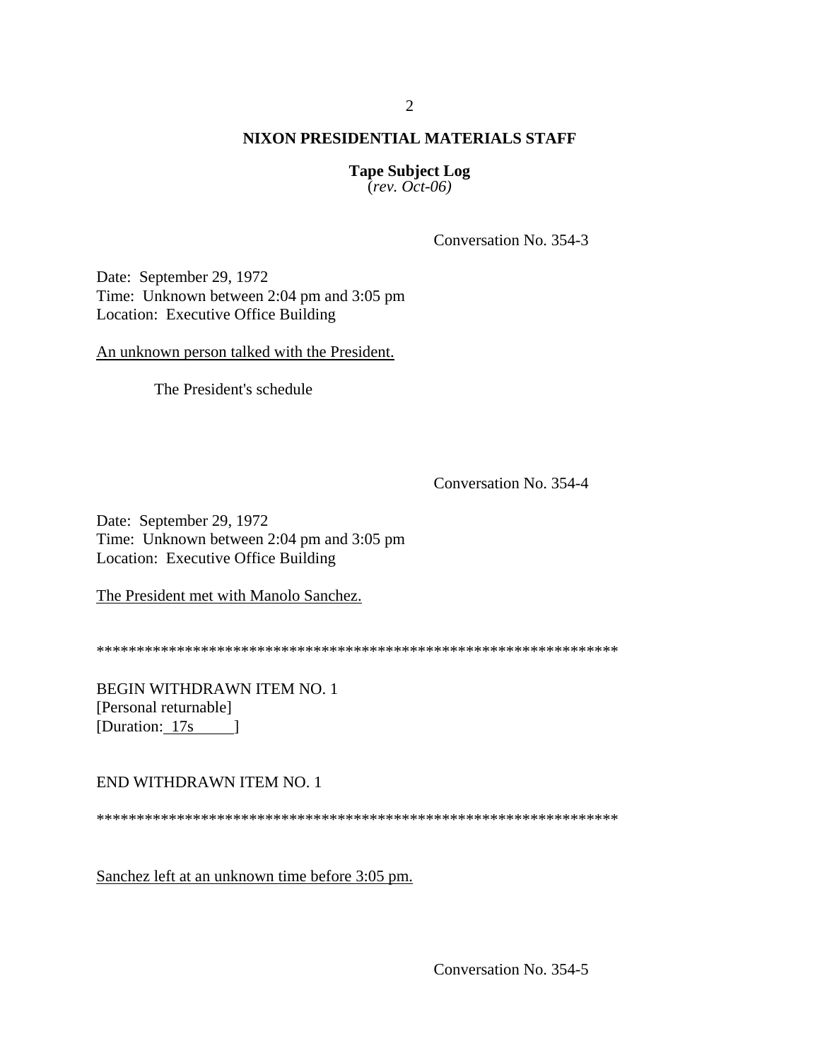**NIXON PRESIDENTIAL MATERIALS STAFF**

**Tape Subject Log**
*(rev. Oct-06)*

Conversation No. 354-3

Date: September 29, 1972
Time: Unknown between 2:04 pm and 3:05 pm
Location: Executive Office Building

An unknown person talked with the President.

The President's schedule

Conversation No. 354-4

Date: September 29, 1972
Time: Unknown between 2:04 pm and 3:05 pm
Location: Executive Office Building

The President met with Manolo Sanchez.

*****************************************************************

BEGIN WITHDRAWN ITEM NO. 1
[Personal returnable]
[Duration: 17s ]

END WITHDRAWN ITEM NO. 1

*****************************************************************

Sanchez left at an unknown time before 3:05 pm.

Conversation No. 354-5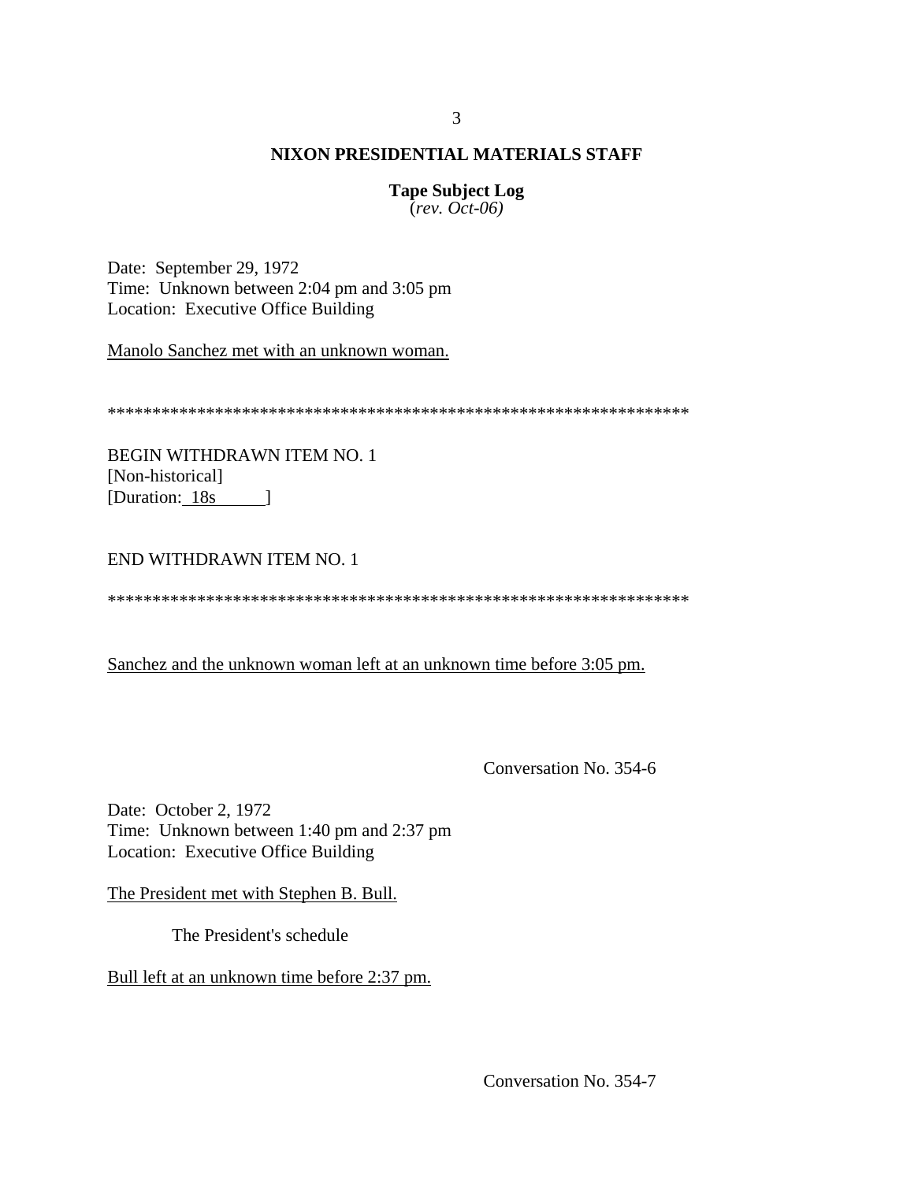**NIXON PRESIDENTIAL MATERIALS STAFF**

**Tape Subject Log**
(*rev. Oct-06)*

Date: September 29, 1972
Time: Unknown between 2:04 pm and 3:05 pm
Location: Executive Office Building

Manolo Sanchez met with an unknown woman.

*****************************************************************

BEGIN WITHDRAWN ITEM NO. 1
[Non-historical]
[Duration: 18s ]

END WITHDRAWN ITEM NO. 1

*****************************************************************

Sanchez and the unknown woman left at an unknown time before 3:05 pm.

Conversation No. 354-6

Date: October 2, 1972
Time: Unknown between 1:40 pm and 2:37 pm
Location: Executive Office Building

The President met with Stephen B. Bull.

The President's schedule

Bull left at an unknown time before 2:37 pm.

Conversation No. 354-7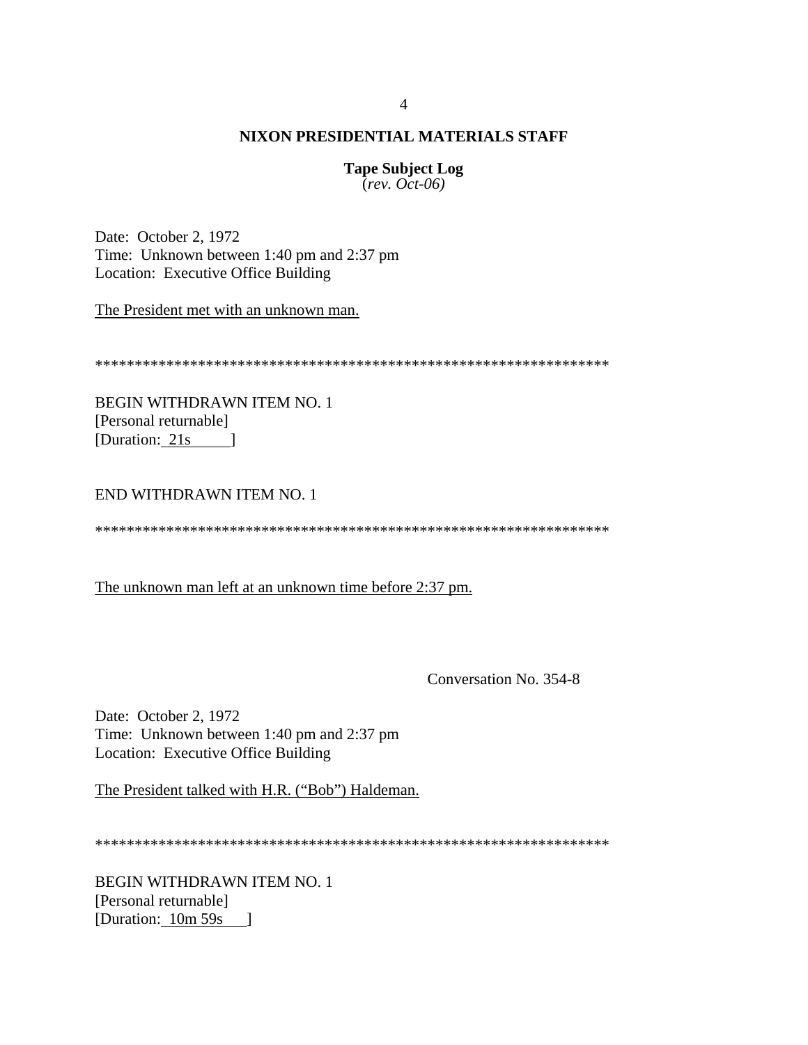**NIXON PRESIDENTIAL MATERIALS STAFF**

**Tape Subject Log**
(*rev. Oct-06)*

Date: October 2, 1972
Time: Unknown between 1:40 pm and 2:37 pm
Location: Executive Office Building

The President met with an unknown man.

******************************************************************

BEGIN WITHDRAWN ITEM NO. 1
[Personal returnable]
[Duration: 21s ]

END WITHDRAWN ITEM NO. 1

******************************************************************

The unknown man left at an unknown time before 2:37 pm.

Conversation No. 354-8

Date: October 2, 1972
Time: Unknown between 1:40 pm and 2:37 pm
Location: Executive Office Building

The President talked with H.R. ("Bob") Haldeman.

******************************************************************

BEGIN WITHDRAWN ITEM NO. 1
[Personal returnable]
[Duration: 10m 59s ]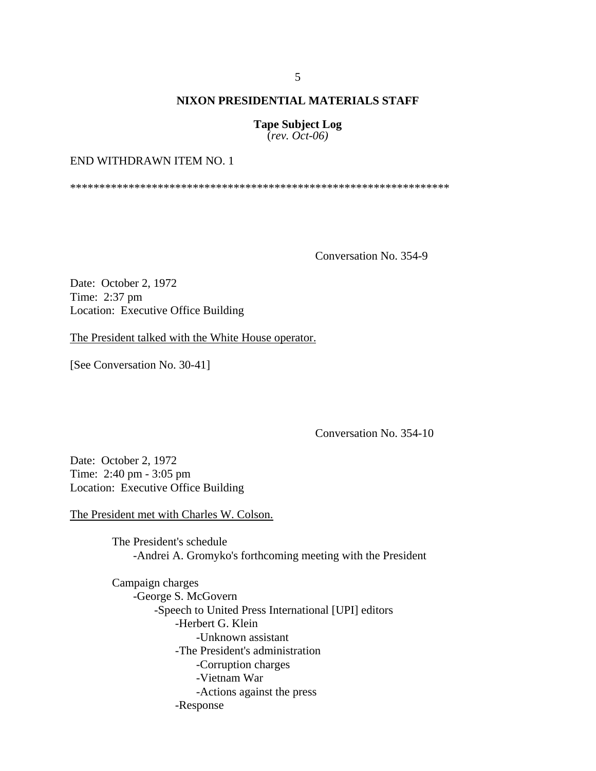END WITHDRAWN ITEM NO. 1

*****************************************************************

Conversation No. 354-9

Date: October 2, 1972
Time: 2:37 pm
Location: Executive Office Building

The President talked with the White House operator.

[See Conversation No. 30-41]

Conversation No. 354-10

Date: October 2, 1972
Time: 2:40 pm - 3:05 pm
Location: Executive Office Building

The President met with Charles W. Colson.

- The President's schedule
    - -Andrei A. Gromyko's forthcoming meeting with the President
- Campaign charges
    - -George S. McGovern
        - -Speech to United Press International [UPI] editors
            - -Herbert G. Klein
                - -Unknown assistant
            - -The President's administration
                - -Corruption charges
                - -Vietnam War
                - -Actions against the press
            - -Response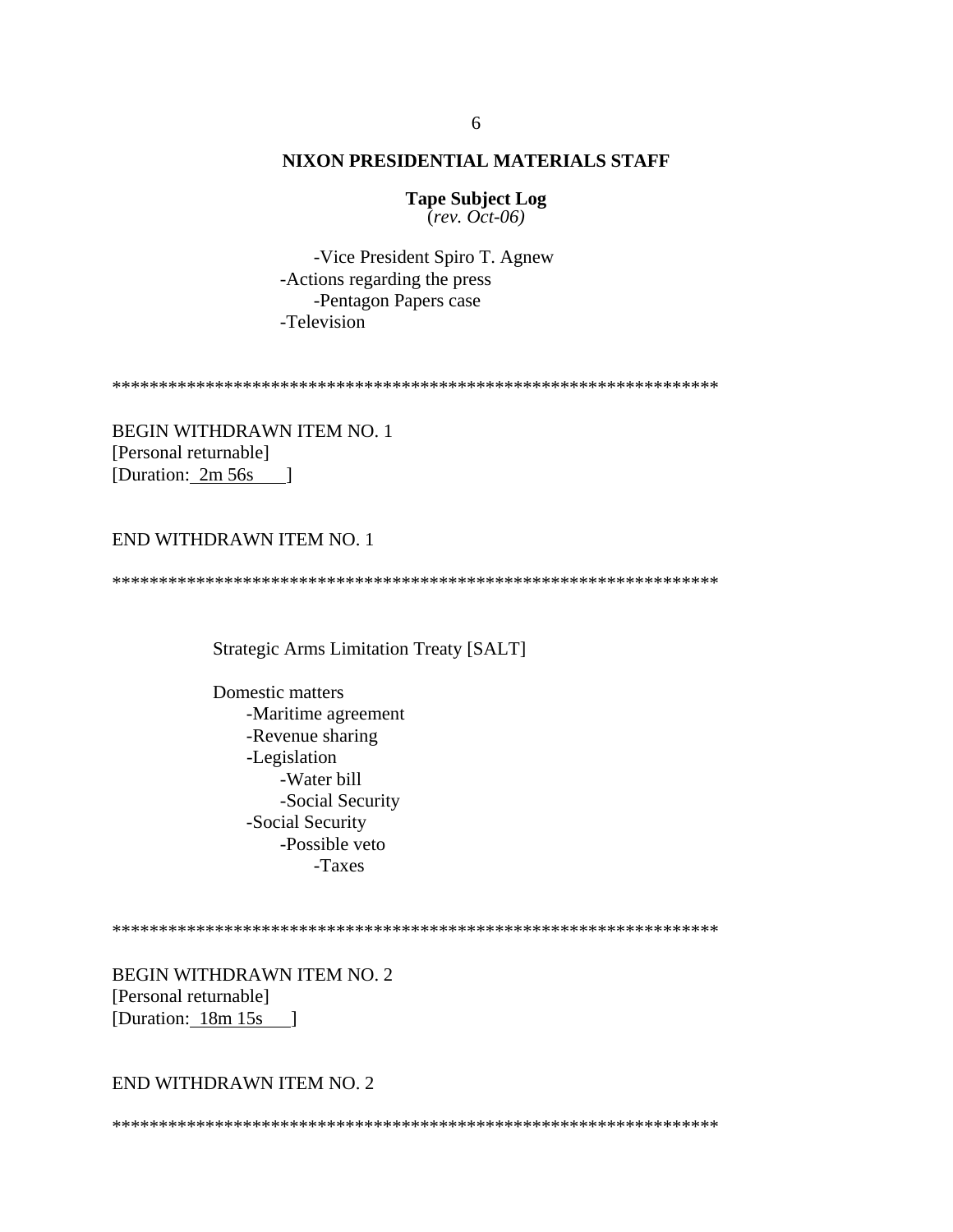**NIXON PRESIDENTIAL MATERIALS STAFF**

**Tape Subject Log**
(*rev. Oct-06)*

- -Vice President Spiro T. Agnew
- -Actions regarding the press
  - -Pentagon Papers case
- -Television

*******************************************************************

BEGIN WITHDRAWN ITEM NO. 1
[Personal returnable]
[Duration: 2m 56s ]

END WITHDRAWN ITEM NO. 1

*******************************************************************

Strategic Arms Limitation Treaty [SALT]

Domestic matters
- -Maritime agreement
- -Revenue sharing
- -Legislation
  - -Water bill
  - -Social Security
- -Social Security
  - -Possible veto
    - -Taxes

*******************************************************************

BEGIN WITHDRAWN ITEM NO. 2
[Personal returnable]
[Duration: 18m 15s ]

END WITHDRAWN ITEM NO. 2

*******************************************************************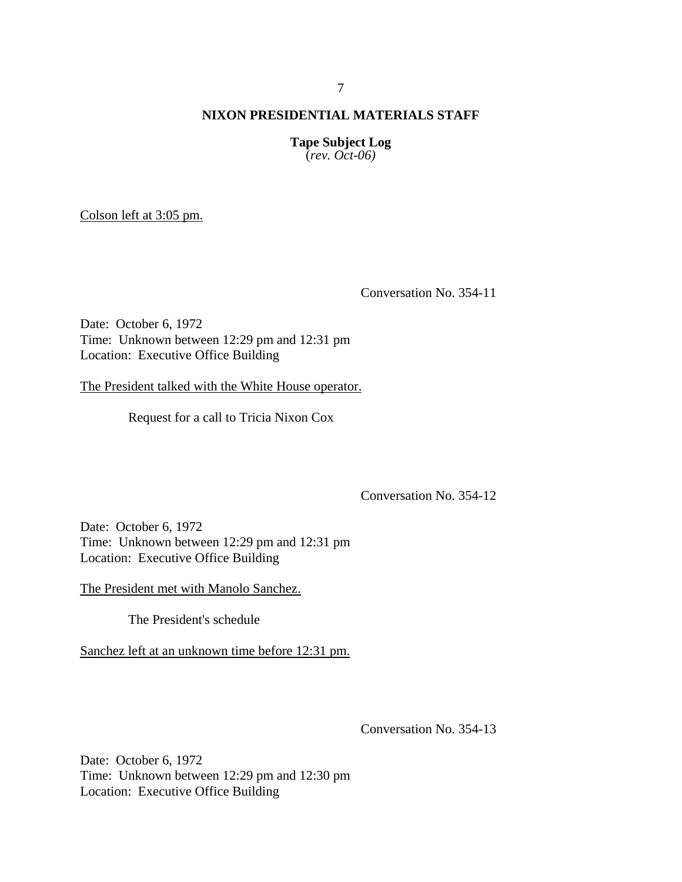Colson left at 3:05 pm.

Conversation No. 354-11

Date: October 6, 1972
Time: Unknown between 12:29 pm and 12:31 pm
Location: Executive Office Building

The President talked with the White House operator.

Request for a call to Tricia Nixon Cox

Conversation No. 354-12

Date: October 6, 1972
Time: Unknown between 12:29 pm and 12:31 pm
Location: Executive Office Building

The President met with Manolo Sanchez.

The President's schedule

Sanchez left at an unknown time before 12:31 pm.

Conversation No. 354-13

Date: October 6, 1972
Time: Unknown between 12:29 pm and 12:30 pm
Location: Executive Office Building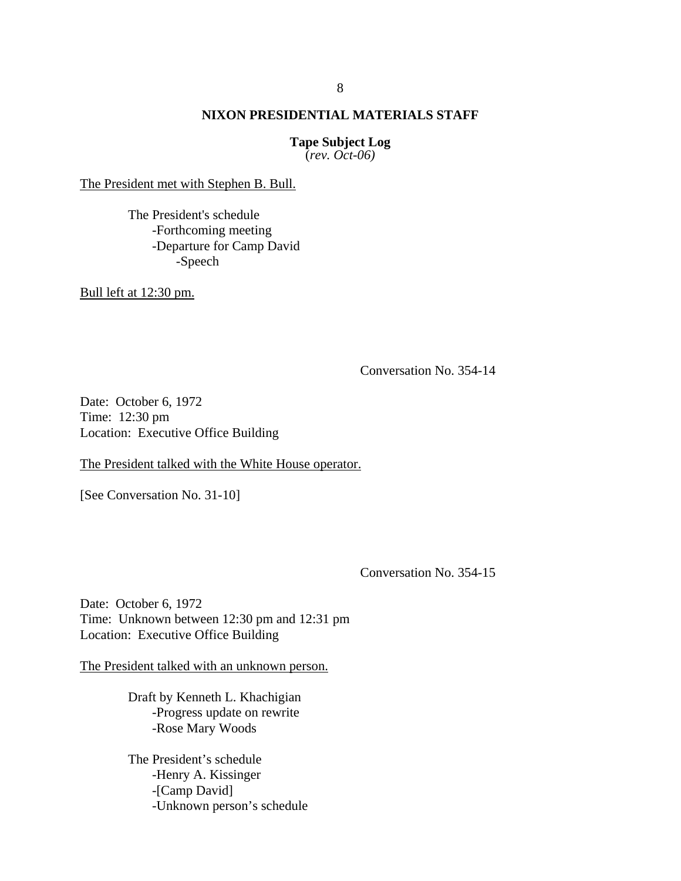## NIXON PRESIDENTIAL MATERIALS STAFF

**Tape Subject Log**
*(rev. Oct-06)*

The President met with Stephen B. Bull.

The President's schedule
- Forthcoming meeting
- Departure for Camp David
  - Speech

Bull left at 12:30 pm.

Conversation No. 354-14

Date: October 6, 1972
Time: 12:30 pm
Location: Executive Office Building

The President talked with the White House operator.

[See Conversation No. 31-10]

Conversation No. 354-15

Date: October 6, 1972
Time: Unknown between 12:30 pm and 12:31 pm
Location: Executive Office Building

The President talked with an unknown person.

Draft by Kenneth L. Khachigian
- Progress update on rewrite
- Rose Mary Woods

The President's schedule
- Henry A. Kissinger
- [Camp David]
- Unknown person's schedule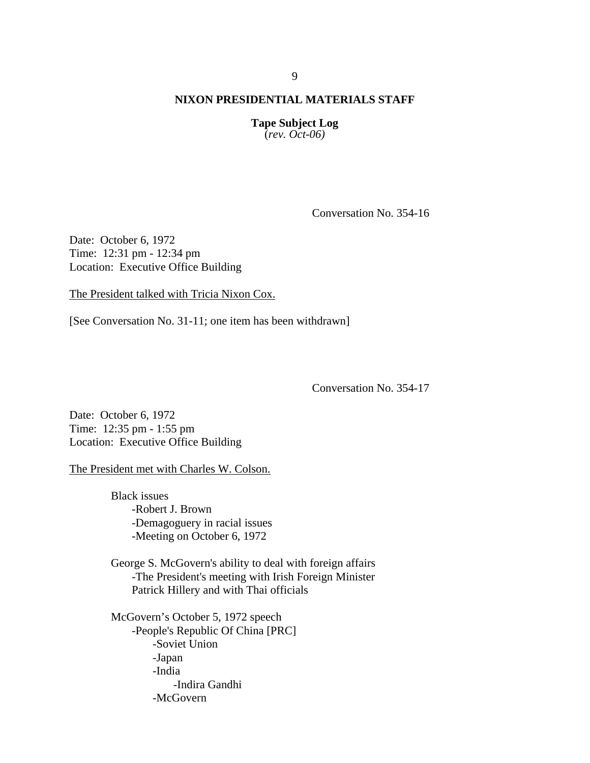Conversation No. 354-16

Date: October 6, 1972
Time: 12:31 pm - 12:34 pm
Location: Executive Office Building

The President talked with Tricia Nixon Cox.

[See Conversation No. 31-11; one item has been withdrawn]

Conversation No. 354-17

Date: October 6, 1972
Time: 12:35 pm - 1:55 pm
Location: Executive Office Building

The President met with Charles W. Colson.

- Black issues
  - -Robert J. Brown
  - -Demagoguery in racial issues
  - -Meeting on October 6, 1972
- George S. McGovern's ability to deal with foreign affairs
  - -The President's meeting with Irish Foreign Minister Patrick Hillery and with Thai officials
- McGovern's October 5, 1972 speech
  - -People's Republic Of China [PRC]
    - -Soviet Union
    - -Japan
    - -India
      - -Indira Gandhi
    - -McGovern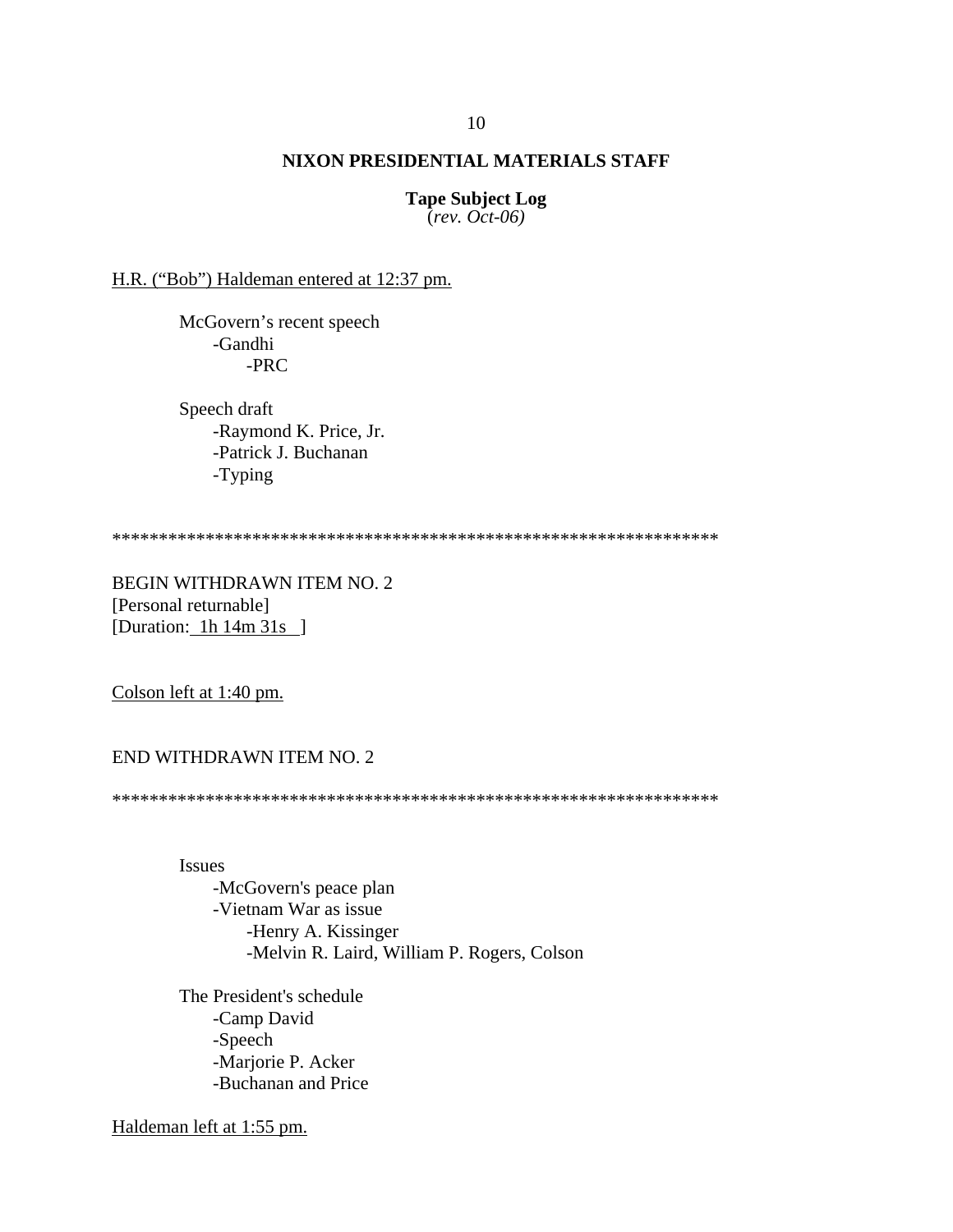**NIXON PRESIDENTIAL MATERIALS STAFF**

**Tape Subject Log**
(*rev. Oct-06)*

H.R. ("Bob") Haldeman entered at 12:37 pm.

McGovern's recent speech
- Gandhi
  - PRC

Speech draft
- Raymond K. Price, Jr.
- Patrick J. Buchanan
- Typing

*****************************************************************

BEGIN WITHDRAWN ITEM NO. 2
[Personal returnable]
[Duration: 1h 14m 31s ]

Colson left at 1:40 pm.

END WITHDRAWN ITEM NO. 2

*****************************************************************

Issues
- McGovern's peace plan
- Vietnam War as issue
  - Henry A. Kissinger
  - Melvin R. Laird, William P. Rogers, Colson

The President's schedule
- Camp David
- Speech
- Marjorie P. Acker
- Buchanan and Price

Haldeman left at 1:55 pm.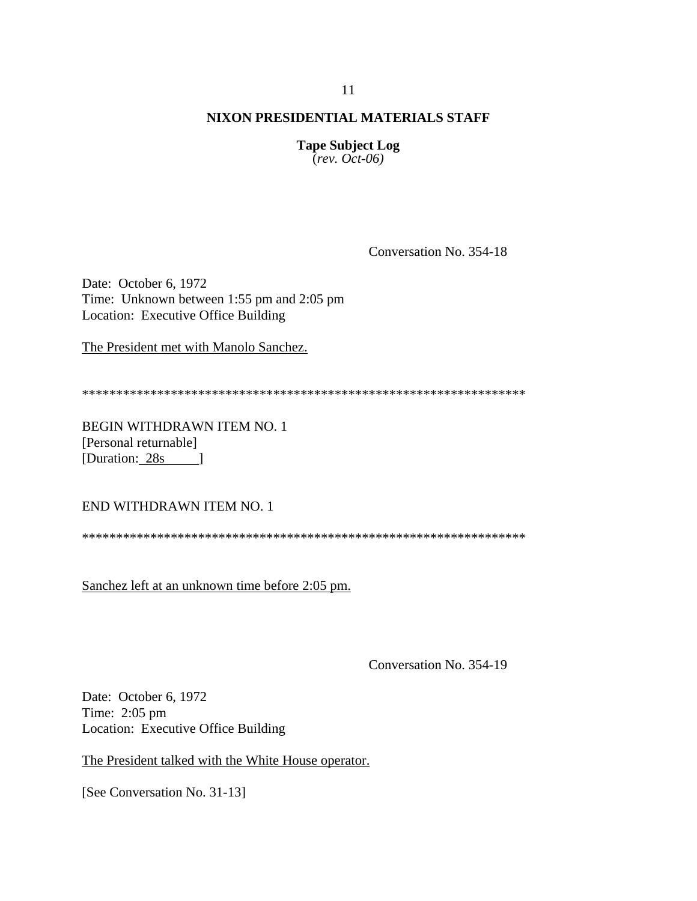**NIXON PRESIDENTIAL MATERIALS STAFF**

**Tape Subject Log**
(*rev. Oct-06)*

Conversation No. 354-18

Date: October 6, 1972
Time: Unknown between 1:55 pm and 2:05 pm
Location: Executive Office Building

The President met with Manolo Sanchez.

*****************************************************************

BEGIN WITHDRAWN ITEM NO. 1
[Personal returnable]
[Duration: 28s ]

END WITHDRAWN ITEM NO. 1

*****************************************************************

Sanchez left at an unknown time before 2:05 pm.

Conversation No. 354-19

Date: October 6, 1972
Time: 2:05 pm
Location: Executive Office Building

The President talked with the White House operator.

[See Conversation No. 31-13]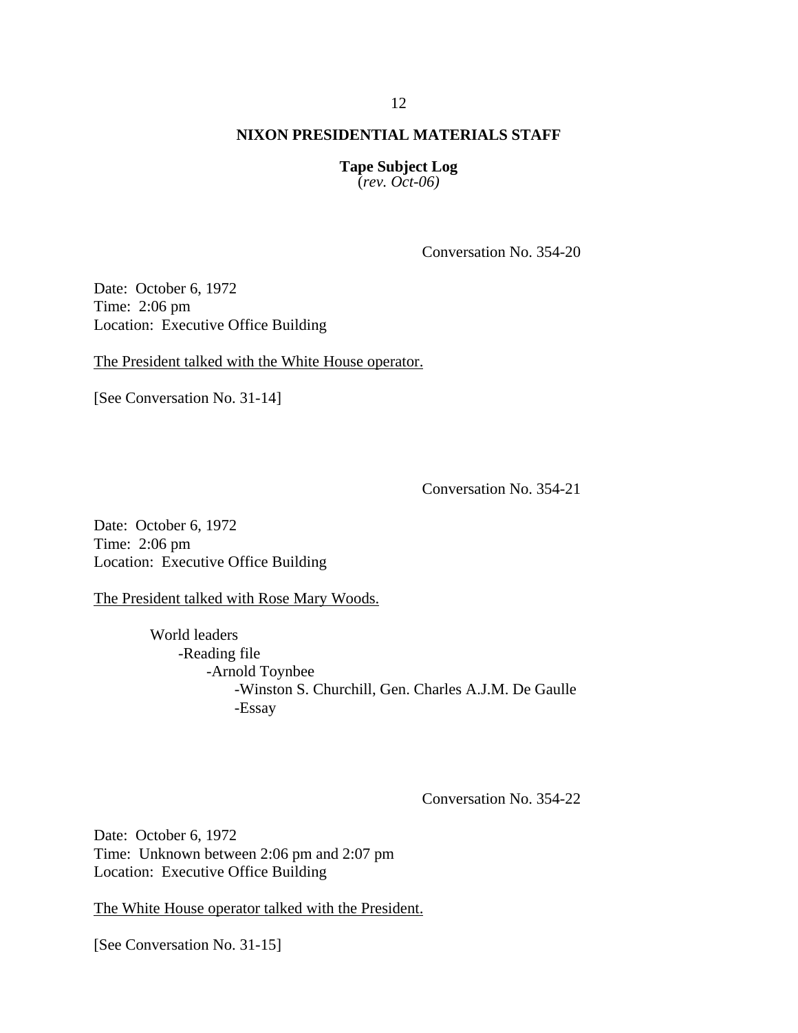**NIXON PRESIDENTIAL MATERIALS STAFF**

**Tape Subject Log**
(*rev. Oct-06)*

Conversation No. 354-20

Date: October 6, 1972
Time: 2:06 pm
Location: Executive Office Building

The President talked with the White House operator.

[See Conversation No. 31-14]

Conversation No. 354-21

Date: October 6, 1972
Time: 2:06 pm
Location: Executive Office Building

The President talked with Rose Mary Woods.

- World leaders
  - -Reading file
    - -Arnold Toynbee
      - -Winston S. Churchill, Gen. Charles A.J.M. De Gaulle
      - -Essay

Conversation No. 354-22

Date: October 6, 1972
Time: Unknown between 2:06 pm and 2:07 pm
Location: Executive Office Building

The White House operator talked with the President.

[See Conversation No. 31-15]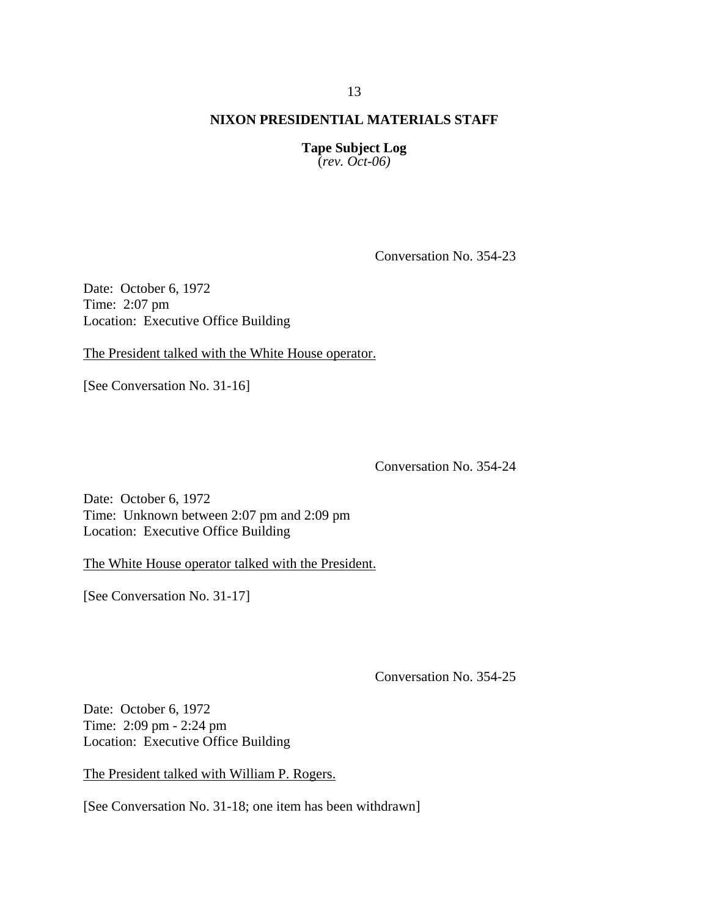Conversation No. 354-23

Date: October 6, 1972
Time: 2:07 pm
Location: Executive Office Building

The President talked with the White House operator.

[See Conversation No. 31-16]

Conversation No. 354-24

Date: October 6, 1972
Time: Unknown between 2:07 pm and 2:09 pm
Location: Executive Office Building

The White House operator talked with the President.

[See Conversation No. 31-17]

Conversation No. 354-25

Date: October 6, 1972
Time: 2:09 pm - 2:24 pm
Location: Executive Office Building

The President talked with William P. Rogers.

[See Conversation No. 31-18; one item has been withdrawn]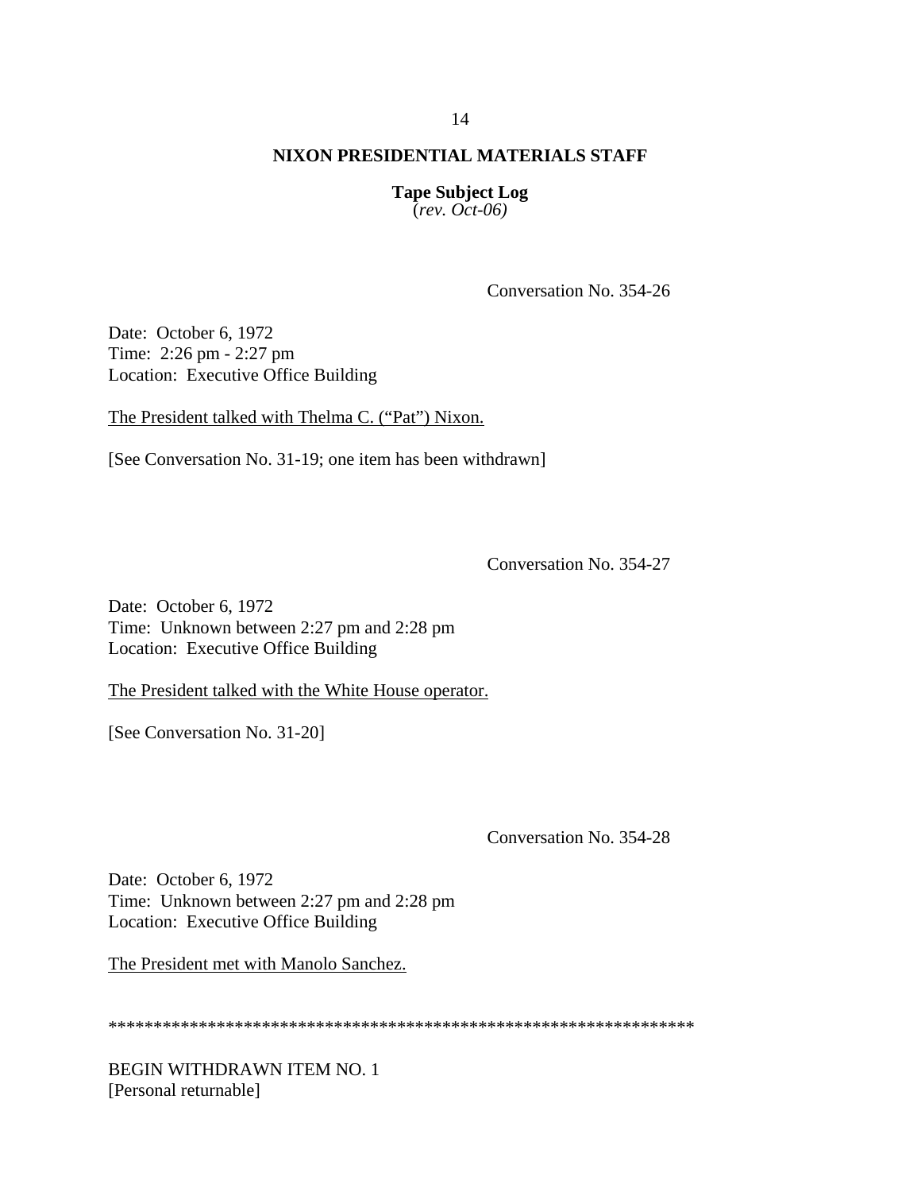## NIXON PRESIDENTIAL MATERIALS STAFF

**Tape Subject Log**
(*rev. Oct-06)*

Conversation No. 354-26

Date: October 6, 1972
Time: 2:26 pm - 2:27 pm
Location: Executive Office Building

The President talked with Thelma C. ("Pat") Nixon.

[See Conversation No. 31-19; one item has been withdrawn]

Conversation No. 354-27

Date: October 6, 1972
Time: Unknown between 2:27 pm and 2:28 pm
Location: Executive Office Building

The President talked with the White House operator.

[See Conversation No. 31-20]

Conversation No. 354-28

Date: October 6, 1972
Time: Unknown between 2:27 pm and 2:28 pm
Location: Executive Office Building

The President met with Manolo Sanchez.

*****************************************************************

BEGIN WITHDRAWN ITEM NO. 1
[Personal returnable]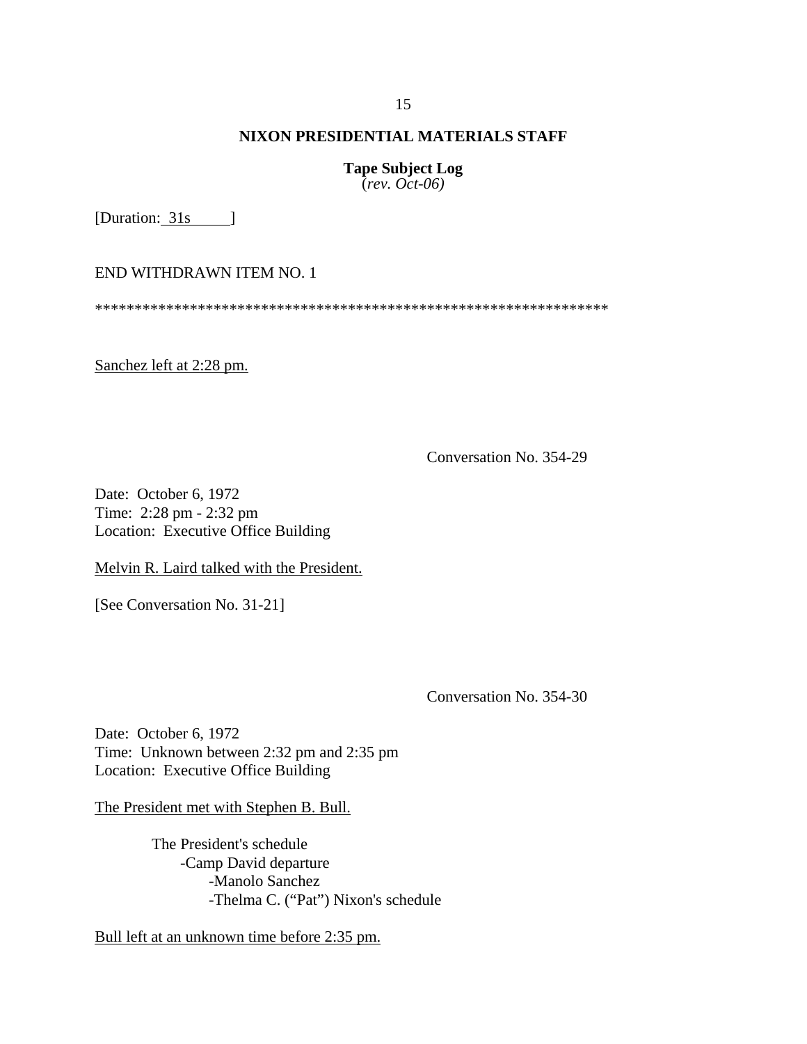**NIXON PRESIDENTIAL MATERIALS STAFF**

**Tape Subject Log**
(*rev. Oct-06)*

[Duration: 31s ]

END WITHDRAWN ITEM NO. 1

*******************************************************************

Sanchez left at 2:28 pm.

Conversation No. 354-29

Date: October 6, 1972
Time: 2:28 pm - 2:32 pm
Location: Executive Office Building

Melvin R. Laird talked with the President.

[See Conversation No. 31-21]

Conversation No. 354-30

Date: October 6, 1972
Time: Unknown between 2:32 pm and 2:35 pm
Location: Executive Office Building

The President met with Stephen B. Bull.

The President's schedule
- -Camp David departure
  - -Manolo Sanchez
  - -Thelma C. ("Pat") Nixon's schedule

Bull left at an unknown time before 2:35 pm.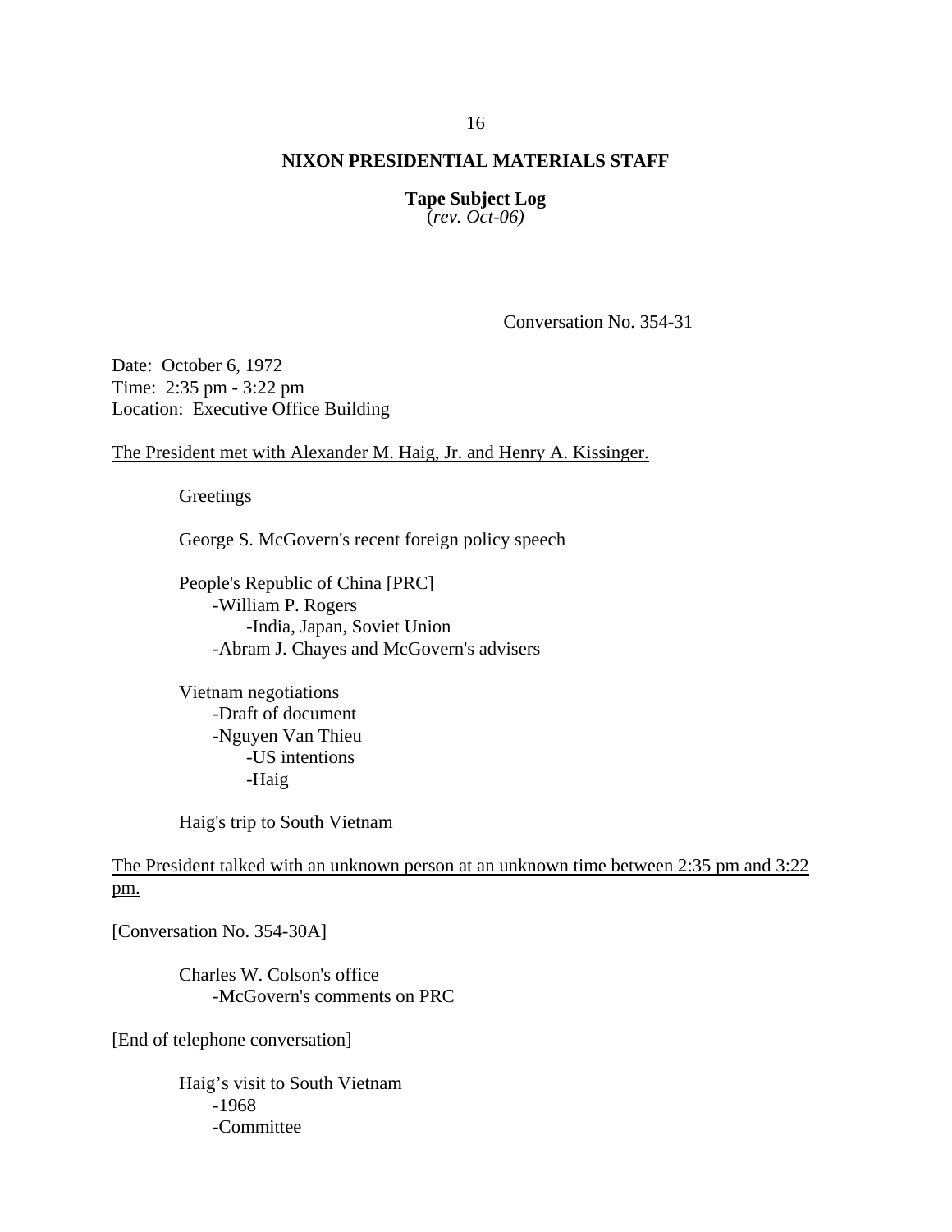**NIXON PRESIDENTIAL MATERIALS STAFF**

**Tape Subject Log**
(*rev. Oct-06)*

Conversation No. 354-31

Date: October 6, 1972
Time: 2:35 pm - 3:22 pm
Location: Executive Office Building

<u>The President met with Alexander M. Haig, Jr. and Henry A. Kissinger.</u>

Greetings

George S. McGovern's recent foreign policy speech

People's Republic of China [PRC]
- -William P. Rogers
  - -India, Japan, Soviet Union
- -Abram J. Chayes and McGovern's advisers

Vietnam negotiations
- -Draft of document
- -Nguyen Van Thieu
  - -US intentions
  - -Haig

Haig's trip to South Vietnam

<u>The President talked with an unknown person at an unknown time between 2:35 pm and 3:22 pm.</u>

[Conversation No. 354-30A]

Charles W. Colson's office
- -McGovern's comments on PRC

[End of telephone conversation]

Haig's visit to South Vietnam
- -1968
- -Committee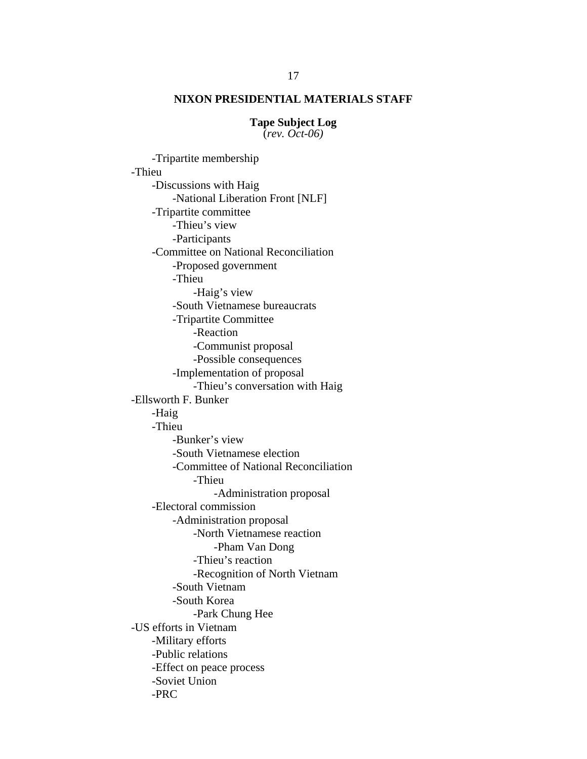**NIXON PRESIDENTIAL MATERIALS STAFF**

**Tape Subject Log**
(*rev. Oct-06)*

- -Tripartite membership
- -Thieu
  - -Discussions with Haig
    - -National Liberation Front [NLF]
  - -Tripartite committee
    - -Thieu's view
    - -Participants
  - -Committee on National Reconciliation
    - -Proposed government
    - -Thieu
      - -Haig's view
    - -South Vietnamese bureaucrats
    - -Tripartite Committee
      - -Reaction
      - -Communist proposal
      - -Possible consequences
    - -Implementation of proposal
      - -Thieu's conversation with Haig
- -Ellsworth F. Bunker
  - -Haig
  - -Thieu
    - -Bunker's view
    - -South Vietnamese election
    - -Committee of National Reconciliation
      - -Thieu
        - -Administration proposal
  - -Electoral commission
    - -Administration proposal
      - -North Vietnamese reaction
        - -Pham Van Dong
      - -Thieu's reaction
      - -Recognition of North Vietnam
    - -South Vietnam
    - -South Korea
      - -Park Chung Hee
- -US efforts in Vietnam
  - -Military efforts
  - -Public relations
  - -Effect on peace process
  - -Soviet Union
  - -PRC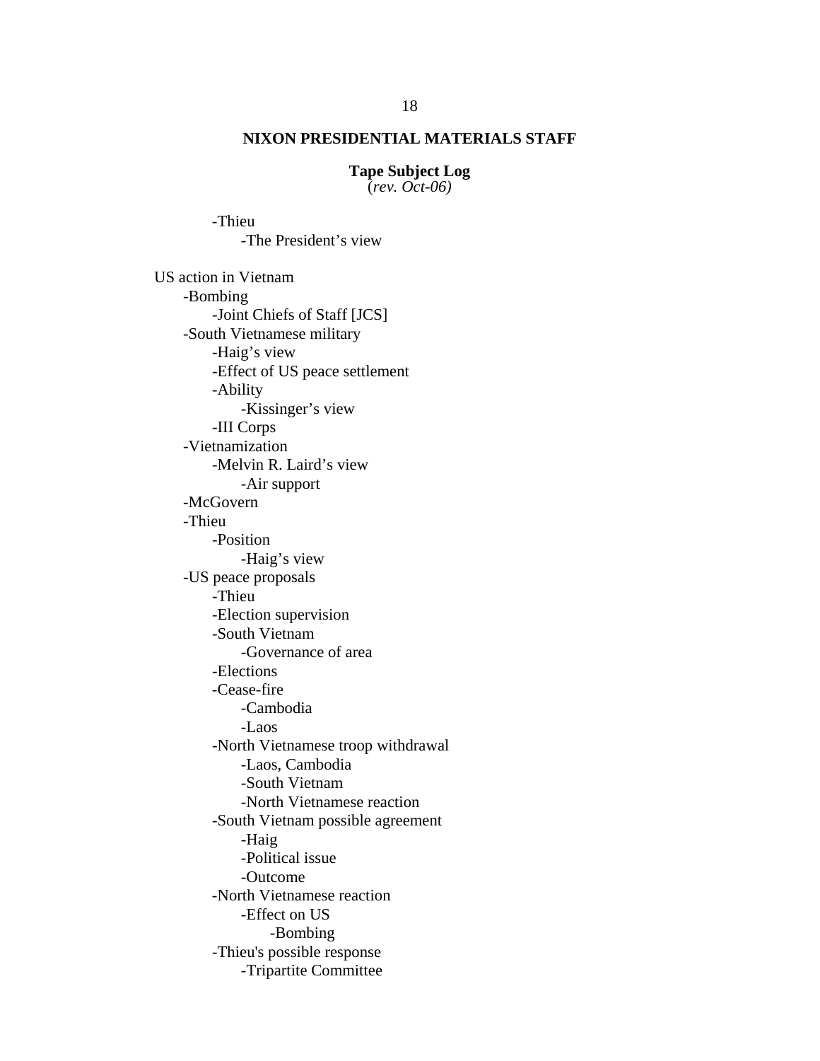**NIXON PRESIDENTIAL MATERIALS STAFF**

**Tape Subject Log**
(*rev. Oct-06)*

- Thieu
    - The President's view

US action in Vietnam
- Bombing
    - Joint Chiefs of Staff [JCS]
- South Vietnamese military
    - Haig's view
    - Effect of US peace settlement
    - Ability
        - Kissinger's view
    - III Corps
- Vietnamization
    - Melvin R. Laird's view
        - Air support
- McGovern
- Thieu
    - Position
        - Haig's view
- US peace proposals
    - Thieu
    - Election supervision
    - South Vietnam
        - Governance of area
    - Elections
    - Cease-fire
        - Cambodia
        - Laos
    - North Vietnamese troop withdrawal
        - Laos, Cambodia
        - South Vietnam
        - North Vietnamese reaction
    - South Vietnam possible agreement
        - Haig
        - Political issue
        - Outcome
    - North Vietnamese reaction
        - Effect on US
            - Bombing
    - Thieu's possible response
        - Tripartite Committee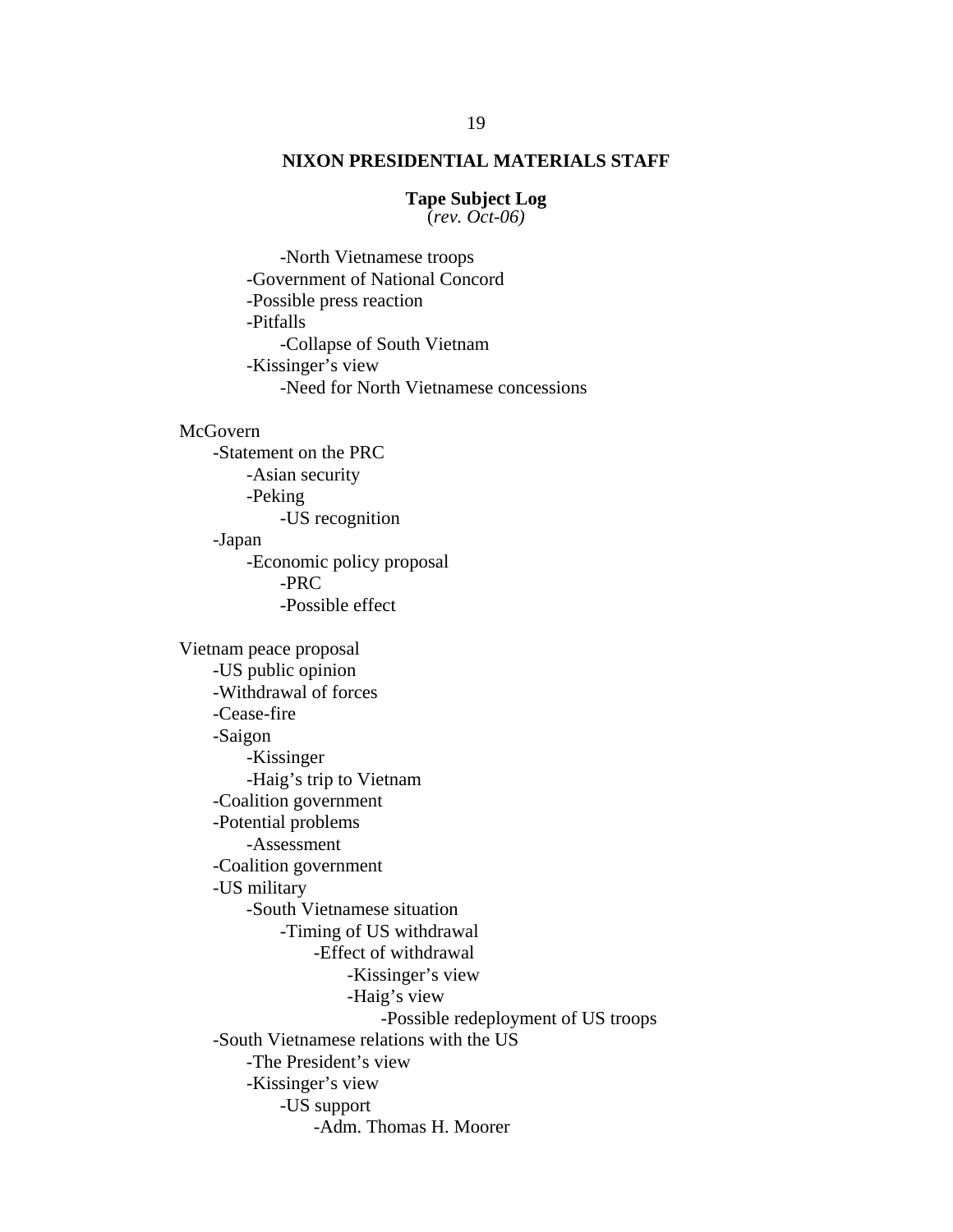**NIXON PRESIDENTIAL MATERIALS STAFF**

**Tape Subject Log**
(*rev. Oct-06)*

- -North Vietnamese troops
- -Government of National Concord
- -Possible press reaction
- -Pitfalls
    - -Collapse of South Vietnam
- -Kissinger's view
    - -Need for North Vietnamese concessions

McGovern

- -Statement on the PRC
    - -Asian security
    - -Peking
        - -US recognition
- -Japan
    - -Economic policy proposal
        - -PRC
        - -Possible effect

Vietnam peace proposal

- -US public opinion
- -Withdrawal of forces
- -Cease-fire
- -Saigon
    - -Kissinger
    - -Haig's trip to Vietnam
- -Coalition government
- -Potential problems
    - -Assessment
- -Coalition government
- -US military
    - -South Vietnamese situation
        - -Timing of US withdrawal
            - -Effect of withdrawal
                - -Kissinger's view
                - -Haig's view
                    - -Possible redeployment of US troops
- -South Vietnamese relations with the US
    - -The President's view
    - -Kissinger's view
        - -US support
            - -Adm. Thomas H. Moorer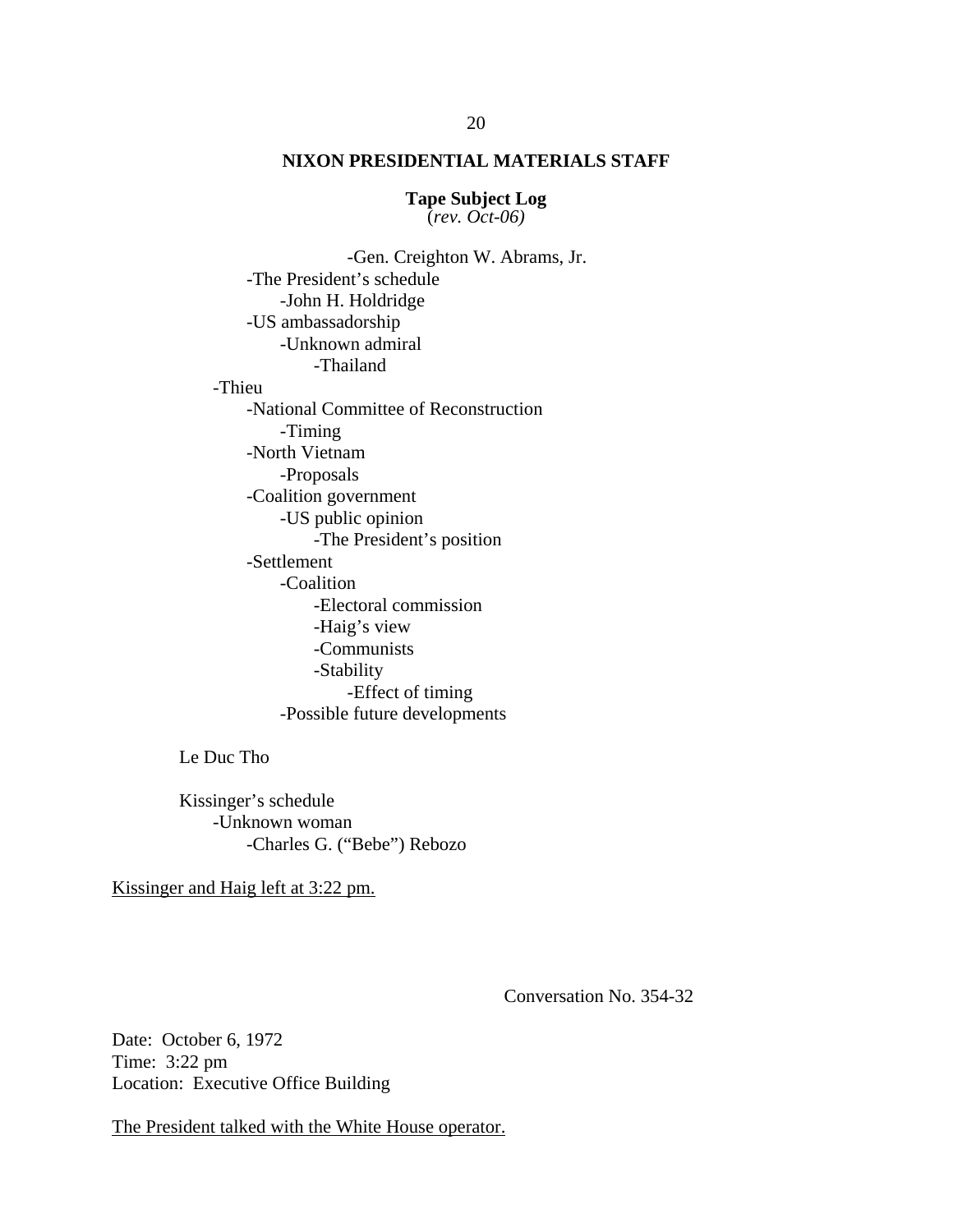**NIXON PRESIDENTIAL MATERIALS STAFF**

**Tape Subject Log**
*(rev. Oct-06)*

                -Gen. Creighton W. Abrams, Jr.
        -The President's schedule
            -John H. Holdridge
        -US ambassadorship
            -Unknown admiral
                -Thailand
    -Thieu
        -National Committee of Reconstruction
            -Timing
        -North Vietnam
            -Proposals
        -Coalition government
            -US public opinion
                -The President's position
        -Settlement
            -Coalition
                -Electoral commission
                -Haig's view
                -Communists
                -Stability
                    -Effect of timing
            -Possible future developments

Le Duc Tho

Kissinger's schedule
    -Unknown woman
        -Charles G. ("Bebe") Rebozo

Kissinger and Haig left at 3:22 pm.

Conversation No. 354-32

Date: October 6, 1972
Time: 3:22 pm
Location: Executive Office Building

The President talked with the White House operator.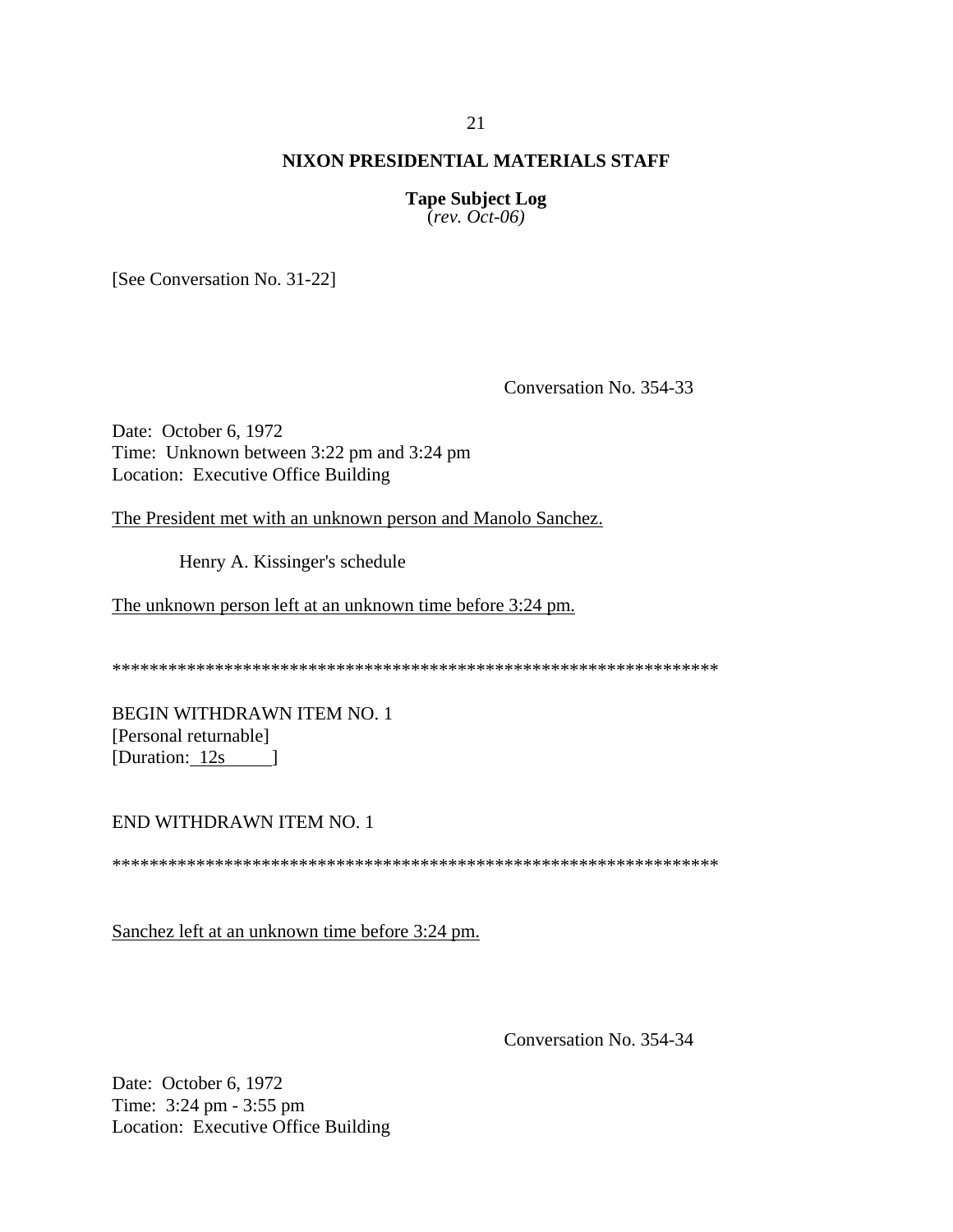**NIXON PRESIDENTIAL MATERIALS STAFF**

**Tape Subject Log**
(*rev. Oct-06)*

[See Conversation No. 31-22]

Conversation No. 354-33

Date: October 6, 1972
Time: Unknown between 3:22 pm and 3:24 pm
Location: Executive Office Building

The President met with an unknown person and Manolo Sanchez.

Henry A. Kissinger's schedule

The unknown person left at an unknown time before 3:24 pm.

******************************************************************

BEGIN WITHDRAWN ITEM NO. 1
[Personal returnable]
[Duration: 12s ]

END WITHDRAWN ITEM NO. 1

******************************************************************

Sanchez left at an unknown time before 3:24 pm.

Conversation No. 354-34

Date: October 6, 1972
Time: 3:24 pm - 3:55 pm
Location: Executive Office Building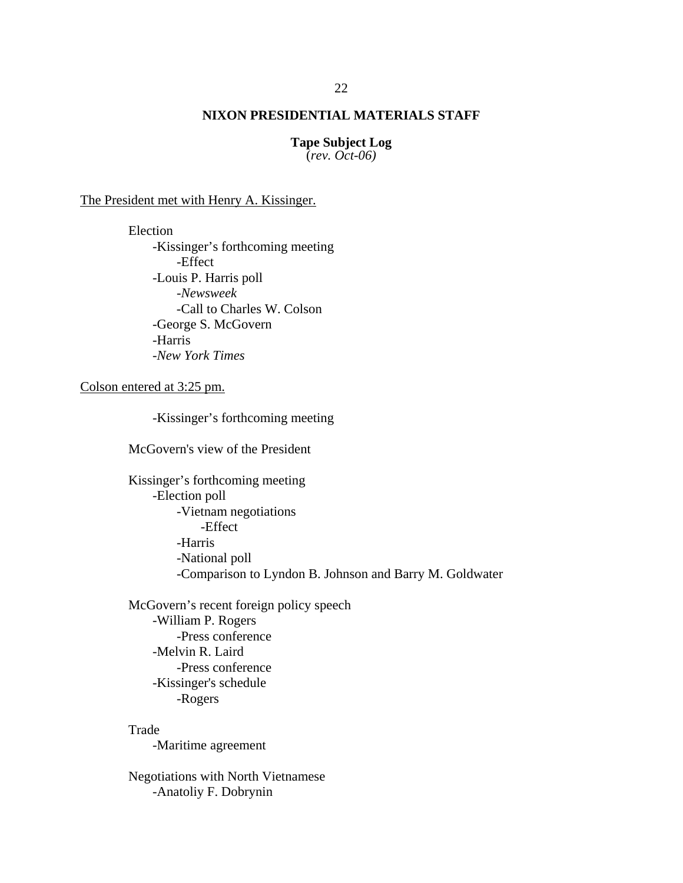**NIXON PRESIDENTIAL MATERIALS STAFF**

**Tape Subject Log**
(*rev. Oct-06)*

<u>The President met with Henry A. Kissinger.</u>

- Election
  - -Kissinger's forthcoming meeting
    - -Effect
  - -Louis P. Harris poll
    - -*Newsweek*
    - -Call to Charles W. Colson
  - -George S. McGovern
  - -Harris
  - -*New York Times*

<u>Colson entered at 3:25 pm.</u>

- -Kissinger's forthcoming meeting

- McGovern's view of the President

- Kissinger's forthcoming meeting
  - -Election poll
    - -Vietnam negotiations
      - -Effect
    - -Harris
    - -National poll
    - -Comparison to Lyndon B. Johnson and Barry M. Goldwater

- McGovern's recent foreign policy speech
  - -William P. Rogers
    - -Press conference
  - -Melvin R. Laird
    - -Press conference
  - -Kissinger's schedule
    - -Rogers

- Trade
  - -Maritime agreement

- Negotiations with North Vietnamese
  - -Anatoliy F. Dobrynin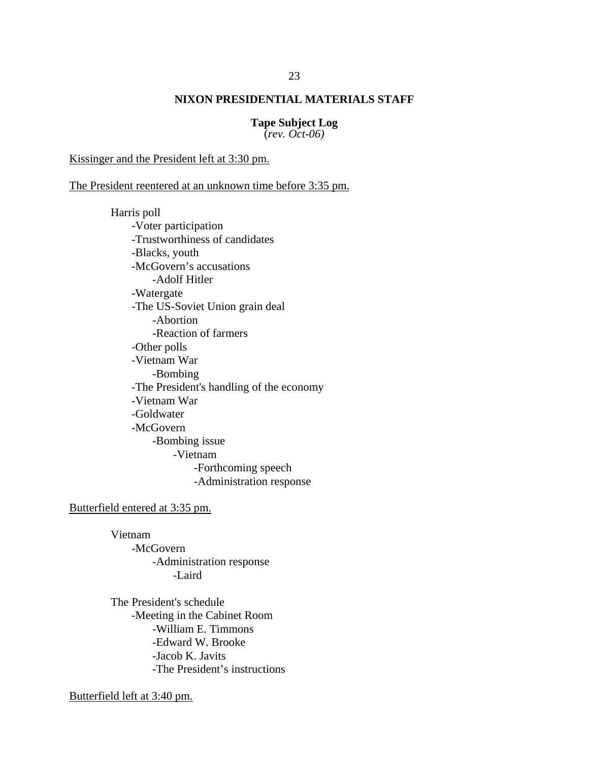**NIXON PRESIDENTIAL MATERIALS STAFF**

**Tape Subject Log**
(*rev. Oct-06)*

Kissinger and the President left at 3:30 pm.

The President reentered at an unknown time before 3:35 pm.

- Harris poll
    - -Voter participation
    - -Trustworthiness of candidates
    - -Blacks, youth
    - -McGovern's accusations
        - -Adolf Hitler
    - -Watergate
    - -The US-Soviet Union grain deal
        - -Abortion
        - -Reaction of farmers
    - -Other polls
    - -Vietnam War
        - -Bombing
    - -The President's handling of the economy
    - -Vietnam War
    - -Goldwater
    - -McGovern
        - -Bombing issue
            - -Vietnam
                - -Forthcoming speech
                - -Administration response

Butterfield entered at 3:35 pm.

- Vietnam
    - -McGovern
        - -Administration response
            - -Laird

- The President's schedule
    - -Meeting in the Cabinet Room
        - -William E. Timmons
        - -Edward W. Brooke
        - -Jacob K. Javits
        - -The President's instructions

Butterfield left at 3:40 pm.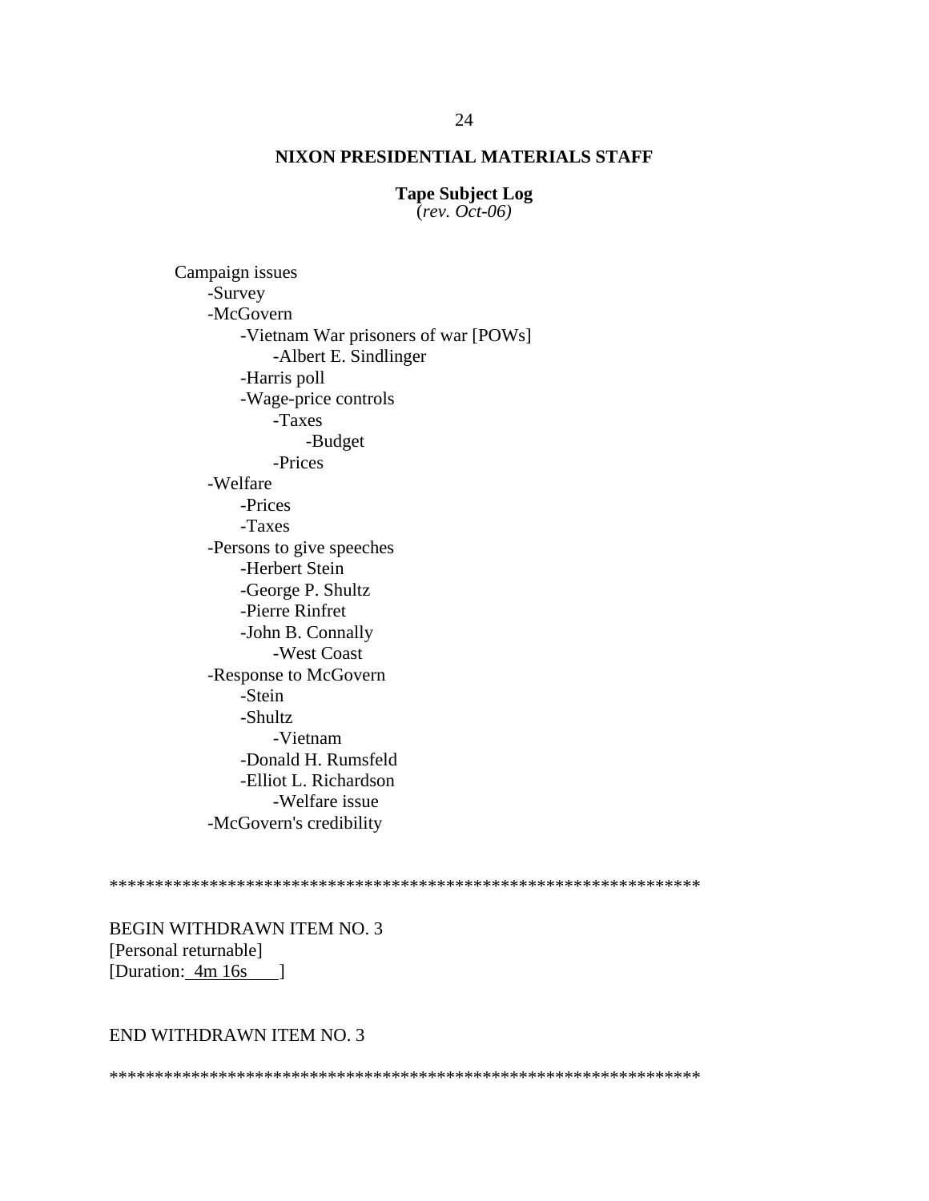**NIXON PRESIDENTIAL MATERIALS STAFF**

**Tape Subject Log**
(*rev. Oct-06)*

Campaign issues
- -Survey
- -McGovern
    - -Vietnam War prisoners of war [POWs]
        - -Albert E. Sindlinger
    - -Harris poll
    - -Wage-price controls
        - -Taxes
            - -Budget
        - -Prices
- -Welfare
    - -Prices
    - -Taxes
- -Persons to give speeches
    - -Herbert Stein
    - -George P. Shultz
    - -Pierre Rinfret
    - -John B. Connally
        - -West Coast
- -Response to McGovern
    - -Stein
    - -Shultz
        - -Vietnam
    - -Donald H. Rumsfeld
    - -Elliot L. Richardson
        - -Welfare issue
- -McGovern's credibility

*****************************************************************

BEGIN WITHDRAWN ITEM NO. 3
[Personal returnable]
[Duration: 4m 16s ]

END WITHDRAWN ITEM NO. 3

*****************************************************************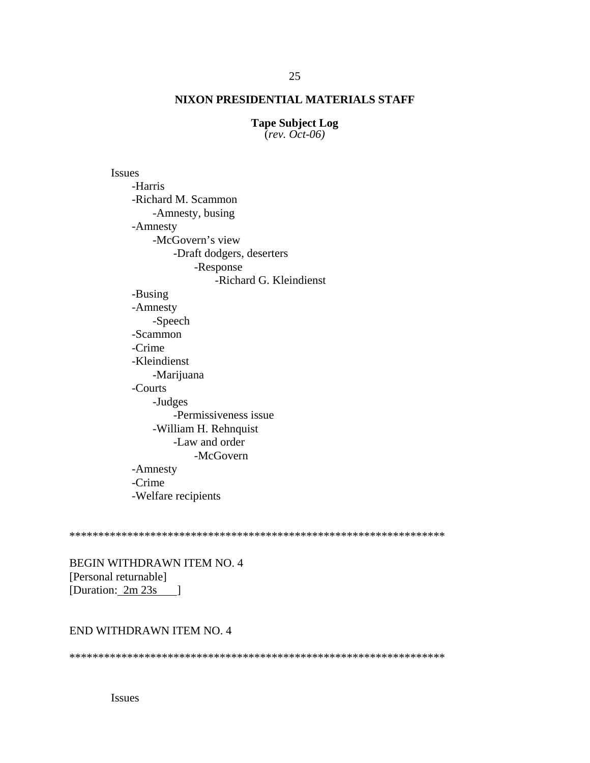**NIXON PRESIDENTIAL MATERIALS STAFF**

**Tape Subject Log**
(*rev. Oct-06)*

Issues
- Harris
- Richard M. Scammon
    - Amnesty, busing
- Amnesty
    - McGovern's view
        - Draft dodgers, deserters
            - Response
                - Richard G. Kleindienst
- Busing
- Amnesty
    - Speech
- Scammon
- Crime
- Kleindienst
    - Marijuana
- Courts
    - Judges
        - Permissiveness issue
    - William H. Rehnquist
        - Law and order
            - McGovern
- Amnesty
- Crime
- Welfare recipients

*****************************************************************

BEGIN WITHDRAWN ITEM NO. 4
[Personal returnable]
[Duration: 2m 23s ]

END WITHDRAWN ITEM NO. 4

*****************************************************************

Issues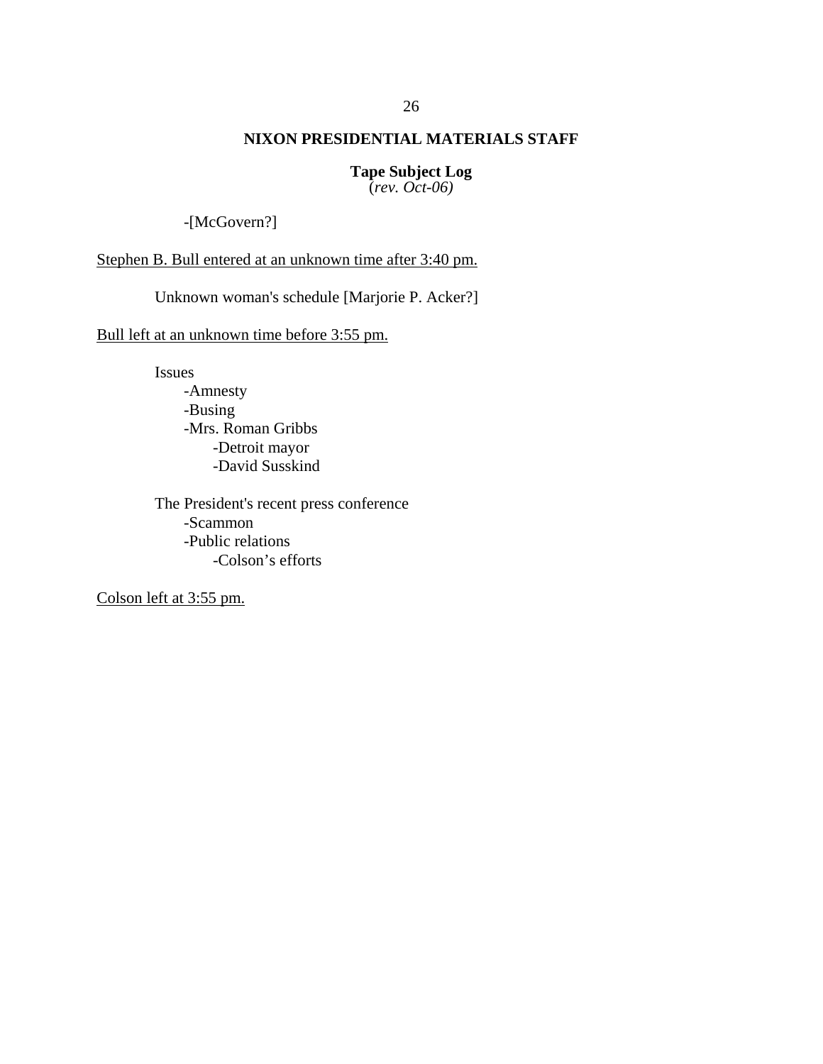-[McGovern?]

<u>Stephen B. Bull entered at an unknown time after 3:40 pm.</u>

Unknown woman's schedule [Marjorie P. Acker?]

<u>Bull left at an unknown time before 3:55 pm.</u>

Issues
- -Amnesty
- -Busing
- -Mrs. Roman Gribbs
  - -Detroit mayor
  - -David Susskind

The President's recent press conference
- -Scammon
- -Public relations
  - -Colson's efforts

<u>Colson left at 3:55 pm.</u>